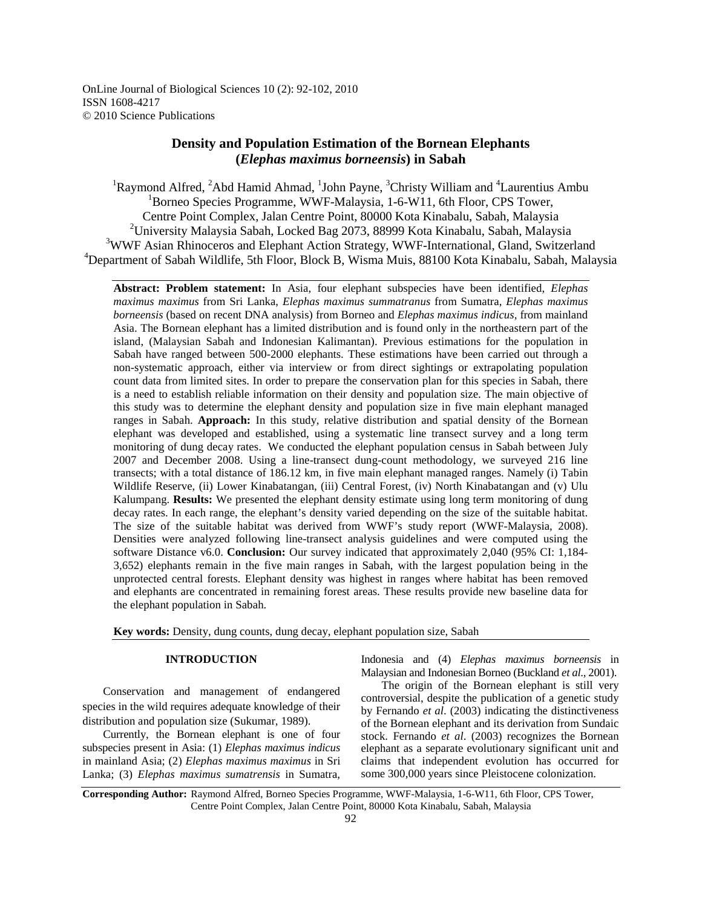# Density and Population Estimation of the Bornean Elephants (*Elephas maximus borneensis*) in Sabah

[1]Raymond Alfred, [2]Abd Hamid Ahmad, [1]John Payne, [3]Christy William and [4]Laurentius Ambu

[1]Borneo Species Programme, WWF-Malaysia, 1-6-W11, 6th Floor, CPS Tower, Centre Point Complex, Jalan Centre Point, 80000 Kota Kinabalu, Sabah, Malaysia

[2]University Malaysia Sabah, Locked Bag 2073, 88999 Kota Kinabalu, Sabah, Malaysia

[3]WWF Asian Rhinoceros and Elephant Action Strategy, WWF-International, Gland, Switzerland

[4]Department of Sabah Wildlife, 5th Floor, Block B, Wisma Muis, 88100 Kota Kinabalu, Sabah, Malaysia

**Abstract: Problem statement:** In Asia, four elephant subspecies have been identified, *Elephas maximus maximus* from Sri Lanka, *Elephas maximus summatranus* from Sumatra, *Elephas maximus borneensis* (based on recent DNA analysis) from Borneo and *Elephas maximus indicus*, from mainland Asia. The Bornean elephant has a limited distribution and is found only in the northeastern part of the island, (Malaysian Sabah and Indonesian Kalimantan). Previous estimations for the population in Sabah have ranged between 500-2000 elephants. These estimations have been carried out through a non-systematic approach, either via interview or from direct sightings or extrapolating population count data from limited sites. In order to prepare the conservation plan for this species in Sabah, there is a need to establish reliable information on their density and population size. The main objective of this study was to determine the elephant density and population size in five main elephant managed ranges in Sabah. **Approach:** In this study, relative distribution and spatial density of the Bornean elephant was developed and established, using a systematic line transect survey and a long term monitoring of dung decay rates. We conducted the elephant population census in Sabah between July 2007 and December 2008. Using a line-transect dung-count methodology, we surveyed 216 line transects; with a total distance of 186.12 km, in five main elephant managed ranges. Namely (i) Tabin Wildlife Reserve, (ii) Lower Kinabatangan, (iii) Central Forest, (iv) North Kinabatangan and (v) Ulu Kalumpang. **Results:** We presented the elephant density estimate using long term monitoring of dung decay rates. In each range, the elephant's density varied depending on the size of the suitable habitat. The size of the suitable habitat was derived from WWF's study report (WWF-Malaysia, 2008). Densities were analyzed following line-transect analysis guidelines and were computed using the software Distance v6.0. **Conclusion:** Our survey indicated that approximately 2,040 (95% CI: 1,184-3,652) elephants remain in the five main ranges in Sabah, with the largest population being in the unprotected central forests. Elephant density was highest in ranges where habitat has been removed and elephants are concentrated in remaining forest areas. These results provide new baseline data for the elephant population in Sabah.

**Key words:** Density, dung counts, dung decay, elephant population size, Sabah

## INTRODUCTION

Conservation and management of endangered species in the wild requires adequate knowledge of their distribution and population size (Sukumar, 1989).

Currently, the Bornean elephant is one of four subspecies present in Asia: (1) *Elephas maximus indicus* in mainland Asia; (2) *Elephas maximus maximus* in Sri Lanka; (3) *Elephas maximus sumatrensis* in Sumatra, Indonesia and (4) *Elephas maximus borneensis* in Malaysian and Indonesian Borneo (Buckland *et al*., 2001).

The origin of the Bornean elephant is still very controversial, despite the publication of a genetic study by Fernando *et al*. (2003) indicating the distinctiveness of the Bornean elephant and its derivation from Sundaic stock. Fernando *et al*. (2003) recognizes the Bornean elephant as a separate evolutionary significant unit and claims that independent evolution has occurred for some 300,000 years since Pleistocene colonization.

**Corresponding Author:** Raymond Alfred, Borneo Species Programme, WWF-Malaysia, 1-6-W11, 6th Floor, CPS Tower, Centre Point Complex, Jalan Centre Point, 80000 Kota Kinabalu, Sabah, Malaysia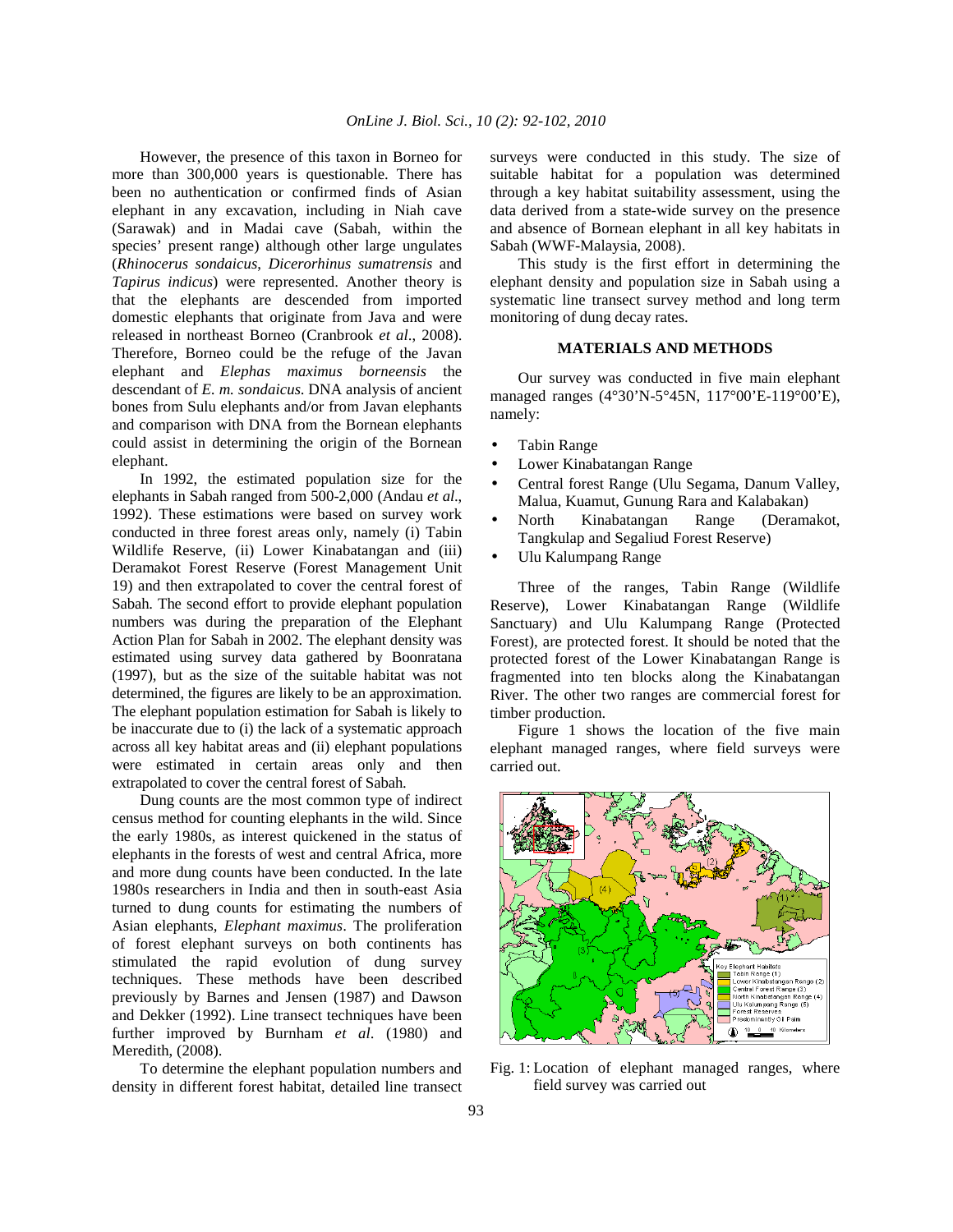However, the presence of this taxon in Borneo for more than 300,000 years is questionable. There has been no authentication or confirmed finds of Asian elephant in any excavation, including in Niah cave (Sarawak) and in Madai cave (Sabah, within the species' present range) although other large ungulates (*Rhinocerus sondaicus*, *Dicerorhinus sumatrensis* and *Tapirus indicus*) were represented. Another theory is that the elephants are descended from imported domestic elephants that originate from Java and were released in northeast Borneo (Cranbrook *et al*., 2008). Therefore, Borneo could be the refuge of the Javan elephant and *Elephas maximus borneensis* the descendant of *E. m. sondaicus*. DNA analysis of ancient bones from Sulu elephants and/or from Javan elephants and comparison with DNA from the Bornean elephants could assist in determining the origin of the Bornean elephant.

In 1992, the estimated population size for the elephants in Sabah ranged from 500-2,000 (Andau *et al*., 1992). These estimations were based on survey work conducted in three forest areas only, namely (i) Tabin Wildlife Reserve, (ii) Lower Kinabatangan and (iii) Deramakot Forest Reserve (Forest Management Unit 19) and then extrapolated to cover the central forest of Sabah. The second effort to provide elephant population numbers was during the preparation of the Elephant Action Plan for Sabah in 2002. The elephant density was estimated using survey data gathered by Boonratana (1997), but as the size of the suitable habitat was not determined, the figures are likely to be an approximation. The elephant population estimation for Sabah is likely to be inaccurate due to (i) the lack of a systematic approach across all key habitat areas and (ii) elephant populations were estimated in certain areas only and then extrapolated to cover the central forest of Sabah.

Dung counts are the most common type of indirect census method for counting elephants in the wild. Since the early 1980s, as interest quickened in the status of elephants in the forests of west and central Africa, more and more dung counts have been conducted. In the late 1980s researchers in India and then in south-east Asia turned to dung counts for estimating the numbers of Asian elephants, *Elephant maximus*. The proliferation of forest elephant surveys on both continents has stimulated the rapid evolution of dung survey techniques. These methods have been described previously by Barnes and Jensen (1987) and Dawson and Dekker (1992). Line transect techniques have been further improved by Burnham *et al*. (1980) and Meredith, (2008).

To determine the elephant population numbers and density in different forest habitat, detailed line transect surveys were conducted in this study. The size of suitable habitat for a population was determined through a key habitat suitability assessment, using the data derived from a state-wide survey on the presence and absence of Bornean elephant in all key habitats in Sabah (WWF-Malaysia, 2008).

This study is the first effort in determining the elephant density and population size in Sabah using a systematic line transect survey method and long term monitoring of dung decay rates.

## MATERIALS AND METHODS

Our survey was conducted in five main elephant managed ranges (4°30'N-5°45N, 117°00'E-119°00'E), namely:

- Tabin Range
- Lower Kinabatangan Range
- Central forest Range (Ulu Segama, Danum Valley, Malua, Kuamut, Gunung Rara and Kalabakan)
- North Kinabatangan Range (Deramakot, Tangkulap and Segaliud Forest Reserve)
- Ulu Kalumpang Range

Three of the ranges, Tabin Range (Wildlife Reserve), Lower Kinabatangan Range (Wildlife Sanctuary) and Ulu Kalumpang Range (Protected Forest), are protected forest. It should be noted that the protected forest of the Lower Kinabatangan Range is fragmented into ten blocks along the Kinabatangan River. The other two ranges are commercial forest for timber production.

Figure 1 shows the location of the five main elephant managed ranges, where field surveys were carried out.

Fig. 1: Location of elephant managed ranges, where field survey was carried out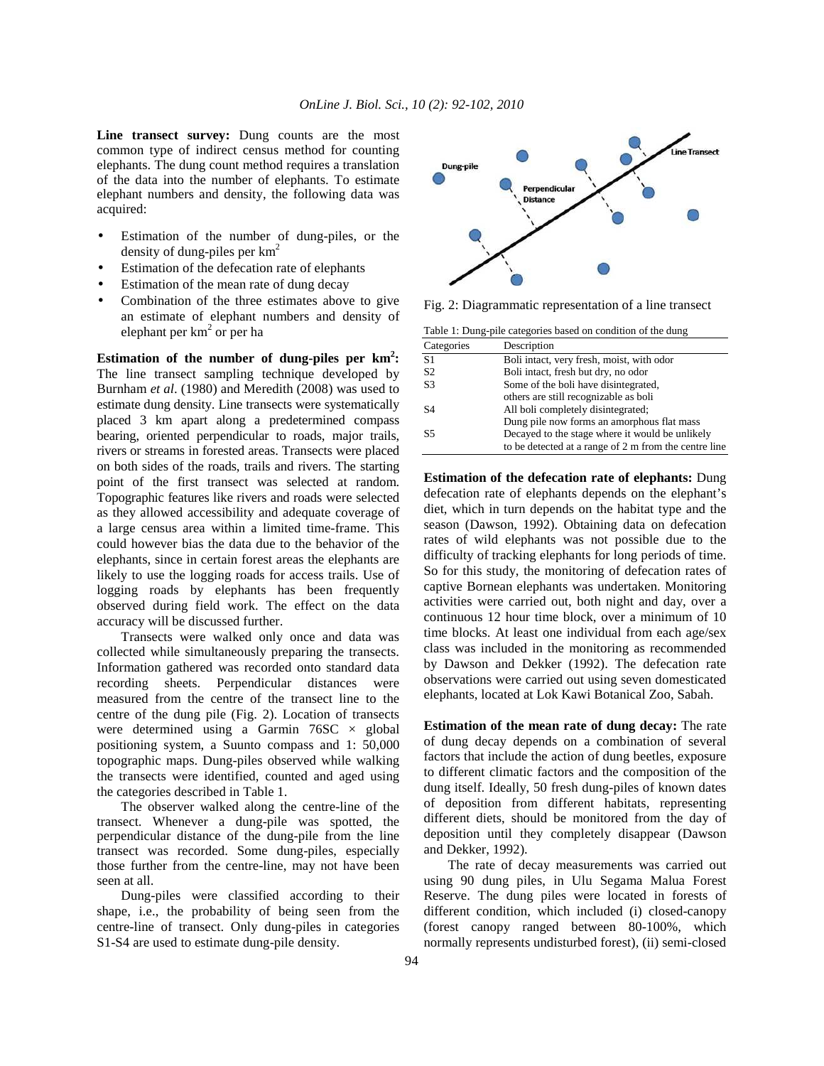**Line transect survey:** Dung counts are the most common type of indirect census method for counting elephants. The dung count method requires a translation of the data into the number of elephants. To estimate elephant numbers and density, the following data was acquired:

- Estimation of the number of dung-piles, or the density of dung-piles per $km^2$
- Estimation of the defecation rate of elephants
- Estimation of the mean rate of dung decay
- Combination of the three estimates above to give an estimate of elephant numbers and density of elephant per $km^2$ or per ha

**Estimation of the number of dung-piles per $km^2$:** The line transect sampling technique developed by Burnham *et al*. (1980) and Meredith (2008) was used to estimate dung density. Line transects were systematically placed 3 km apart along a predetermined compass bearing, oriented perpendicular to roads, major trails, rivers or streams in forested areas. Transects were placed on both sides of the roads, trails and rivers. The starting point of the first transect was selected at random. Topographic features like rivers and roads were selected as they allowed accessibility and adequate coverage of a large census area within a limited time-frame. This could however bias the data due to the behavior of the elephants, since in certain forest areas the elephants are likely to use the logging roads for access trails. Use of logging roads by elephants has been frequently observed during field work. The effect on the data accuracy will be discussed further.

Transects were walked only once and data was collected while simultaneously preparing the transects. Information gathered was recorded onto standard data recording sheets. Perpendicular distances were measured from the centre of the transect line to the centre of the dung pile (Fig. 2). Location of transects were determined using a Garmin 76SC × global positioning system, a Suunto compass and 1: 50,000 topographic maps. Dung-piles observed while walking the transects were identified, counted and aged using the categories described in Table 1.

The observer walked along the centre-line of the transect. Whenever a dung-pile was spotted, the perpendicular distance of the dung-pile from the line transect was recorded. Some dung-piles, especially those further from the centre-line, may not have been seen at all.

Dung-piles were classified according to their shape, i.e., the probability of being seen from the centre-line of transect. Only dung-piles in categories S1-S4 are used to estimate dung-pile density.

Fig. 2: Diagrammatic representation of a line transect

Table 1: Dung-pile categories based on condition of the dung

| Categories | Description |
|---|---|
| S1 | Boli intact, very fresh, moist, with odor |
| S2 | Boli intact, fresh but dry, no odor |
| S3 | Some of the boli have disintegrated, others are still recognizable as boli |
| S4 | All boli completely disintegrated; Dung pile now forms an amorphous flat mass |
| S5 | Decayed to the stage where it would be unlikely to be detected at a range of 2 m from the centre line |

**Estimation of the defecation rate of elephants:** Dung defecation rate of elephants depends on the elephant's diet, which in turn depends on the habitat type and the season (Dawson, 1992). Obtaining data on defecation rates of wild elephants was not possible due to the difficulty of tracking elephants for long periods of time. So for this study, the monitoring of defecation rates of captive Bornean elephants was undertaken. Monitoring activities were carried out, both night and day, over a continuous 12 hour time block, over a minimum of 10 time blocks. At least one individual from each age/sex class was included in the monitoring as recommended by Dawson and Dekker (1992). The defecation rate observations were carried out using seven domesticated elephants, located at Lok Kawi Botanical Zoo, Sabah.

**Estimation of the mean rate of dung decay:** The rate of dung decay depends on a combination of several factors that include the action of dung beetles, exposure to different climatic factors and the composition of the dung itself. Ideally, 50 fresh dung-piles of known dates of deposition from different habitats, representing different diets, should be monitored from the day of deposition until they completely disappear (Dawson and Dekker, 1992).

The rate of decay measurements was carried out using 90 dung piles, in Ulu Segama Malua Forest Reserve. The dung piles were located in forests of different condition, which included (i) closed-canopy (forest canopy ranged between 80-100%, which normally represents undisturbed forest), (ii) semi-closed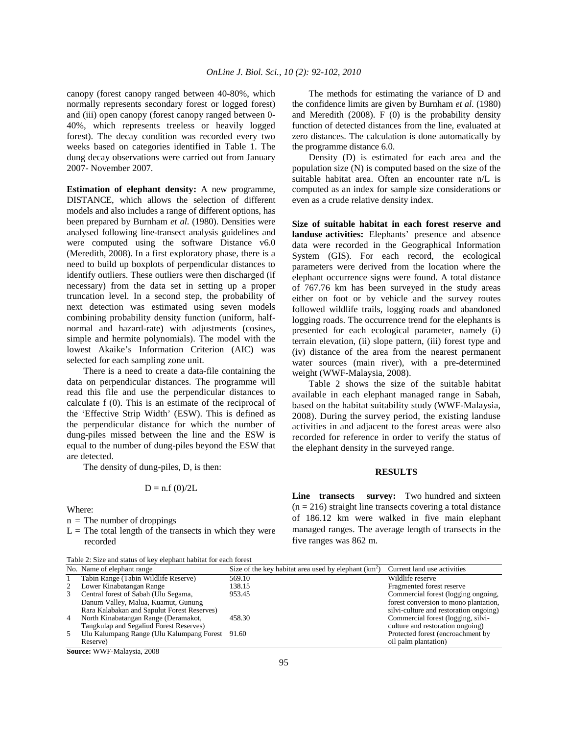canopy (forest canopy ranged between 40-80%, which normally represents secondary forest or logged forest) and (iii) open canopy (forest canopy ranged between 0-40%, which represents treeless or heavily logged forest). The decay condition was recorded every two weeks based on categories identified in Table 1. The dung decay observations were carried out from January 2007- November 2007.

**Estimation of elephant density:** A new programme, DISTANCE, which allows the selection of different models and also includes a range of different options, has been prepared by Burnham *et al.* (1980). Densities were analysed following line-transect analysis guidelines and were computed using the software Distance v6.0 (Meredith, 2008). In a first exploratory phase, there is a need to build up boxplots of perpendicular distances to identify outliers. These outliers were then discharged (if necessary) from the data set in setting up a proper truncation level. In a second step, the probability of next detection was estimated using seven models combining probability density function (uniform, half-normal and hazard-rate) with adjustments (cosines, simple and hermite polynomials). The model with the lowest Akaike's Information Criterion (AIC) was selected for each sampling zone unit.

There is a need to create a data-file containing the data on perpendicular distances. The programme will read this file and use the perpendicular distances to calculate f (0). This is an estimate of the reciprocal of the 'Effective Strip Width' (ESW). This is defined as the perpendicular distance for which the number of dung-piles missed between the line and the ESW is equal to the number of dung-piles beyond the ESW that are detected.

The density of dung-piles, D, is then:

$$D = n.f(0)/2L$$

Where:

- n = The number of droppings
- L = The total length of the transects in which they were recorded

The methods for estimating the variance of D and the confidence limits are given by Burnham *et al.* (1980) and Meredith (2008). F (0) is the probability density function of detected distances from the line, evaluated at zero distances. The calculation is done automatically by the programme distance 6.0.

Density (D) is estimated for each area and the population size (N) is computed based on the size of the suitable habitat area. Often an encounter rate n/L is computed as an index for sample size considerations or even as a crude relative density index.

**Size of suitable habitat in each forest reserve and landuse activities:** Elephants' presence and absence data were recorded in the Geographical Information System (GIS). For each record, the ecological parameters were derived from the location where the elephant occurrence signs were found. A total distance of 767.76 km has been surveyed in the study areas either on foot or by vehicle and the survey routes followed wildlife trails, logging roads and abandoned logging roads. The occurrence trend for the elephants is presented for each ecological parameter, namely (i) terrain elevation, (ii) slope pattern, (iii) forest type and (iv) distance of the area from the nearest permanent water sources (main river), with a pre-determined weight (WWF-Malaysia, 2008).

Table 2 shows the size of the suitable habitat available in each elephant managed range in Sabah, based on the habitat suitability study (WWF-Malaysia, 2008). During the survey period, the existing landuse activities in and adjacent to the forest areas were also recorded for reference in order to verify the status of the elephant density in the surveyed range.

## RESULTS

**Line transects survey:** Two hundred and sixteen (n = 216) straight line transects covering a total distance of 186.12 km were walked in five main elephant managed ranges. The average length of transects in the five ranges was 862 m.

Table 2: Size and status of key elephant habitat for each forest

| No. | Name of elephant range | Size of the key habitat area used by elephant ($km^2$) | Current land use activities |
|---|---|---|---|
| 1 | Tabin Range (Tabin Wildlife Reserve) | 569.10 | Wildlife reserve |
| 2 | Lower Kinabatangan Range | 138.15 | Fragmented forest reserve |
| 3 | Central forest of Sabah (Ulu Segama, Danum Valley, Malua, Kuamut, Gunung Rara Kalabakan and Sapulut Forest Reserves) | 953.45 | Commercial forest (logging ongoing, forest conversion to mono plantation, silvi-culture and restoration ongoing) |
| 4 | North Kinabatangan Range (Deramakot, Tangkulap and Segaliud Forest Reserves) | 458.30 | Commercial forest (logging, silvi-culture and restoration ongoing) |
| 5 | Ulu Kalumpang Range (Ulu Kalumpang Forest Reserve) | 91.60 | Protected forest (encroachment by oil palm plantation) |

**Source:** WWF-Malaysia, 2008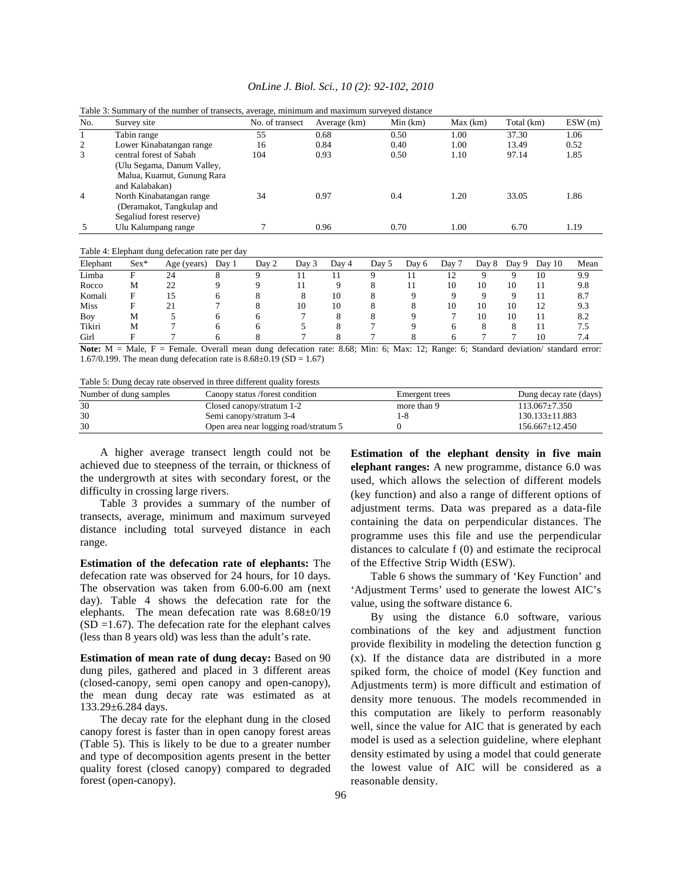Table 3: Summary of the number of transects, average, minimum and maximum surveyed distance

| No. | Survey site | No. of transect | Average (km) | Min (km) | Max (km) | Total (km) | ESW (m) |
|---|---|---|---|---|---|---|---|
| 1 | Tabin range | 55 | 0.68 | 0.50 | 1.00 | 37.30 | 1.06 |
| 2 | Lower Kinabatangan range | 16 | 0.84 | 0.40 | 1.00 | 13.49 | 0.52 |
| 3 | central forest of Sabah (Ulu Segama, Danum Valley, Malua, Kuamut, Gunung Rara and Kalabakan) | 104 | 0.93 | 0.50 | 1.10 | 97.14 | 1.85 |
| 4 | North Kinabatangan range (Deramakot, Tangkulap and Segaliud forest reserve) | 34 | 0.97 | 0.4 | 1.20 | 33.05 | 1.86 |
| 5 | Ulu Kalumpang range | 7 | 0.96 | 0.70 | 1.00 | 6.70 | 1.19 |

Table 4: Elephant dung defecation rate per day

| Elephant | Sex* | Age (years) | Day 1 | Day 2 | Day 3 | Day 4 | Day 5 | Day 6 | Day 7 | Day 8 | Day 9 | Day 10 | Mean |
|---|---|---|---|---|---|---|---|---|---|---|---|---|---|
| Limba | F | 24 | 8 | 9 | 11 | 11 | 9 | 11 | 12 | 9 | 9 | 10 | 9.9 |
| Rocco | M | 22 | 9 | 9 | 11 | 9 | 8 | 11 | 10 | 10 | 10 | 11 | 9.8 |
| Komali | F | 15 | 6 | 8 | 8 | 10 | 8 | 9 | 9 | 9 | 9 | 11 | 8.7 |
| Miss | F | 21 | 7 | 8 | 10 | 10 | 8 | 8 | 10 | 10 | 10 | 12 | 9.3 |
| Boy | M | 5 | 6 | 6 | 7 | 8 | 8 | 9 | 7 | 10 | 10 | 11 | 8.2 |
| Tikiri | M | 7 | 6 | 6 | 5 | 8 | 7 | 9 | 6 | 8 | 8 | 11 | 7.5 |
| Girl | F | 7 | 6 | 8 | 7 | 8 | 7 | 8 | 6 | 7 | 7 | 10 | 7.4 |

**Note:** M = Male, F = Female. Overall mean dung defecation rate: 8.68; Min: 6; Max: 12; Range: 6; Standard deviation/ standard error: 1.67/0.199. The mean dung defecation rate is 8.68±0.19 (SD = 1.67)

Table 5: Dung decay rate observed in three different quality forests

| Number of dung samples | Canopy status /forest condition | Emergent trees | Dung decay rate (days) |
|---|---|---|---|
| 30 | Closed canopy/stratum 1-2 | more than 9 | 113.067±7.350 |
| 30 | Semi canopy/stratum 3-4 | 1-8 | 130.133±11.883 |
| 30 | Open area near logging road/stratum 5 | 0 | 156.667±12.450 |

A higher average transect length could not be achieved due to steepness of the terrain, or thickness of the undergrowth at sites with secondary forest, or the difficulty in crossing large rivers.

Table 3 provides a summary of the number of transects, average, minimum and maximum surveyed distance including total surveyed distance in each range.

**Estimation of the defecation rate of elephants:** The defecation rate was observed for 24 hours, for 10 days. The observation was taken from 6.00-6.00 am (next day). Table 4 shows the defecation rate for the elephants. The mean defecation rate was 8.68±0/19 (SD =1.67). The defecation rate for the elephant calves (less than 8 years old) was less than the adult's rate.

**Estimation of mean rate of dung decay:** Based on 90 dung piles, gathered and placed in 3 different areas (closed-canopy, semi open canopy and open-canopy), the mean dung decay rate was estimated as at 133.29±6.284 days.

The decay rate for the elephant dung in the closed canopy forest is faster than in open canopy forest areas (Table 5). This is likely to be due to a greater number and type of decomposition agents present in the better quality forest (closed canopy) compared to degraded forest (open-canopy).

**Estimation of the elephant density in five main elephant ranges:** A new programme, distance 6.0 was used, which allows the selection of different models (key function) and also a range of different options of adjustment terms. Data was prepared as a data-file containing the data on perpendicular distances. The programme uses this file and use the perpendicular distances to calculate f (0) and estimate the reciprocal of the Effective Strip Width (ESW).

Table 6 shows the summary of 'Key Function' and 'Adjustment Terms' used to generate the lowest AIC's value, using the software distance 6.

By using the distance 6.0 software, various combinations of the key and adjustment function provide flexibility in modeling the detection function g (x). If the distance data are distributed in a more spiked form, the choice of model (Key function and Adjustments term) is more difficult and estimation of density more tenuous. The models recommended in this computation are likely to perform reasonably well, since the value for AIC that is generated by each model is used as a selection guideline, where elephant density estimated by using a model that could generate the lowest value of AIC will be considered as a reasonable density.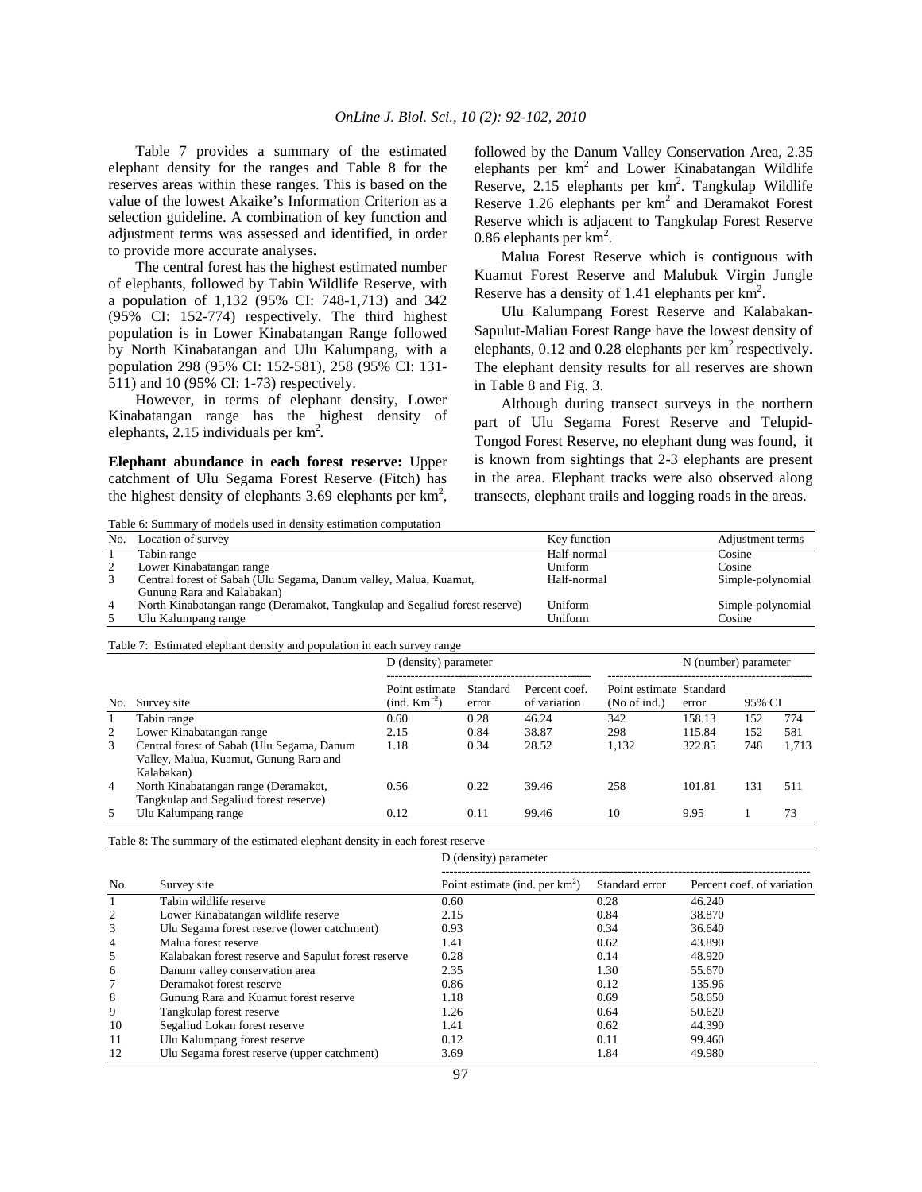Table 7 provides a summary of the estimated elephant density for the ranges and Table 8 for the reserves areas within these ranges. This is based on the value of the lowest Akaike's Information Criterion as a selection guideline. A combination of key function and adjustment terms was assessed and identified, in order to provide more accurate analyses.

The central forest has the highest estimated number of elephants, followed by Tabin Wildlife Reserve, with a population of 1,132 (95% CI: 748-1,713) and 342 (95% CI: 152-774) respectively. The third highest population is in Lower Kinabatangan Range followed by North Kinabatangan and Ulu Kalumpang, with a population 298 (95% CI: 152-581), 258 (95% CI: 131-511) and 10 (95% CI: 1-73) respectively.

However, in terms of elephant density, Lower Kinabatangan range has the highest density of elephants, 2.15 individuals per km$^2$.

**Elephant abundance in each forest reserve:** Upper catchment of Ulu Segama Forest Reserve (Fitch) has the highest density of elephants 3.69 elephants per km$^2$, followed by the Danum Valley Conservation Area, 2.35 elephants per km$^2$ and Lower Kinabatangan Wildlife Reserve, 2.15 elephants per km$^2$. Tangkulap Wildlife Reserve 1.26 elephants per km$^2$ and Deramakot Forest Reserve which is adjacent to Tangkulap Forest Reserve 0.86 elephants per km$^2$.

Malua Forest Reserve which is contiguous with Kuamut Forest Reserve and Malubuk Virgin Jungle Reserve has a density of 1.41 elephants per km$^2$.

Ulu Kalumpang Forest Reserve and Kalabakan-Sapulut-Maliau Forest Range have the lowest density of elephants, 0.12 and 0.28 elephants per km$^2$ respectively. The elephant density results for all reserves are shown in Table 8 and Fig. 3.

Although during transect surveys in the northern part of Ulu Segama Forest Reserve and Telupid-Tongod Forest Reserve, no elephant dung was found, it is known from sightings that 2-3 elephants are present in the area. Elephant tracks were also observed along transects, elephant trails and logging roads in the areas.

Table 6: Summary of models used in density estimation computation

| No. | Location of survey | Key function | Adjustment terms |
|---|---|---|---|
| 1 | Tabin range | Half-normal | Cosine |
| 2 | Lower Kinabatangan range | Uniform | Cosine |
| 3 | Central forest of Sabah (Ulu Segama, Danum valley, Malua, Kuamut, Gunung Rara and Kalabakan) | Half-normal | Simple-polynomial |
| 4 | North Kinabatangan range (Deramakot, Tangkulap and Segaliud forest reserve) | Uniform | Simple-polynomial |
| 5 | Ulu Kalumpang range | Uniform | Cosine |

Table 7: Estimated elephant density and population in each survey range

| | | D (density) parameter | | | N (number) parameter | | | |
|---|---|---|---|---|---|---|---|---|
| No. | Survey site | Point estimate (ind. Km$^{-2}$) | Standard error | Percent coef. of variation | Point estimate (No of ind.) | Standard error | 95% CI | |
| 1 | Tabin range | 0.60 | 0.28 | 46.24 | 342 | 158.13 | 152 | 774 |
| 2 | Lower Kinabatangan range | 2.15 | 0.84 | 38.87 | 298 | 115.84 | 152 | 581 |
| 3 | Central forest of Sabah (Ulu Segama, Danum Valley, Malua, Kuamut, Gunung Rara and Kalabakan) | 1.18 | 0.34 | 28.52 | 1,132 | 322.85 | 748 | 1,713 |
| 4 | North Kinabatangan range (Deramakot, Tangkulap and Segaliud forest reserve) | 0.56 | 0.22 | 39.46 | 258 | 101.81 | 131 | 511 |
| 5 | Ulu Kalumpang range | 0.12 | 0.11 | 99.46 | 10 | 9.95 | 1 | 73 |

Table 8: The summary of the estimated elephant density in each forest reserve

| | | D (density) parameter | | |
|---|---|---|---|---|
| No. | Survey site | Point estimate (ind. per km$^2$) | Standard error | Percent coef. of variation |
| 1 | Tabin wildlife reserve | 0.60 | 0.28 | 46.240 |
| 2 | Lower Kinabatangan wildlife reserve | 2.15 | 0.84 | 38.870 |
| 3 | Ulu Segama forest reserve (lower catchment) | 0.93 | 0.34 | 36.640 |
| 4 | Malua forest reserve | 1.41 | 0.62 | 43.890 |
| 5 | Kalabakan forest reserve and Sapulut forest reserve | 0.28 | 0.14 | 48.920 |
| 6 | Danum valley conservation area | 2.35 | 1.30 | 55.670 |
| 7 | Deramakot forest reserve | 0.86 | 0.12 | 135.96 |
| 8 | Gunung Rara and Kuamut forest reserve | 1.18 | 0.69 | 58.650 |
| 9 | Tangkulap forest reserve | 1.26 | 0.64 | 50.620 |
| 10 | Segaliud Lokan forest reserve | 1.41 | 0.62 | 44.390 |
| 11 | Ulu Kalumpang forest reserve | 0.12 | 0.11 | 99.460 |
| 12 | Ulu Segama forest reserve (upper catchment) | 3.69 | 1.84 | 49.980 |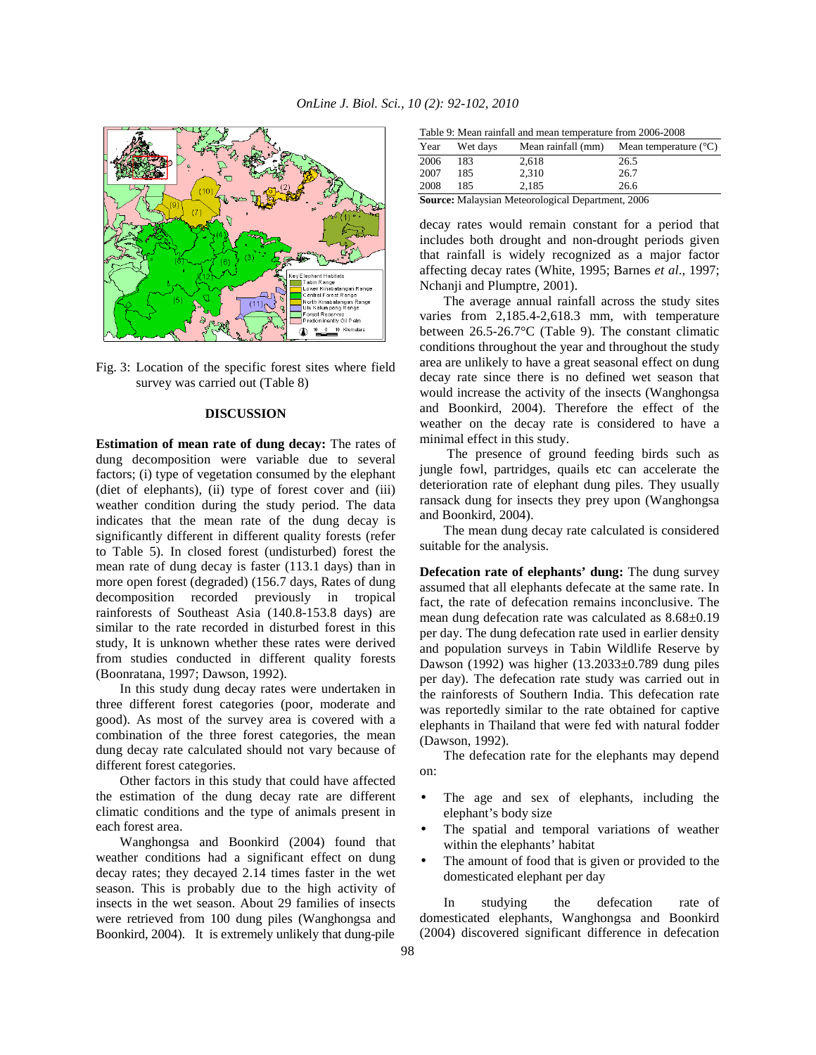Fig. 3: Location of the specific forest sites where field survey was carried out (Table 8)

## DISCUSSION

**Estimation of mean rate of dung decay:** The rates of dung decomposition were variable due to several factors; (i) type of vegetation consumed by the elephant (diet of elephants), (ii) type of forest cover and (iii) weather condition during the study period. The data indicates that the mean rate of the dung decay is significantly different in different quality forests (refer to Table 5). In closed forest (undisturbed) forest the mean rate of dung decay is faster (113.1 days) than in more open forest (degraded) (156.7 days, Rates of dung decomposition recorded previously in tropical rainforests of Southeast Asia (140.8-153.8 days) are similar to the rate recorded in disturbed forest in this study, It is unknown whether these rates were derived from studies conducted in different quality forests (Boonratana, 1997; Dawson, 1992).

In this study dung decay rates were undertaken in three different forest categories (poor, moderate and good). As most of the survey area is covered with a combination of the three forest categories, the mean dung decay rate calculated should not vary because of different forest categories.

Other factors in this study that could have affected the estimation of the dung decay rate are different climatic conditions and the type of animals present in each forest area.

Wanghongsa and Boonkird (2004) found that weather conditions had a significant effect on dung decay rates; they decayed 2.14 times faster in the wet season. This is probably due to the high activity of insects in the wet season. About 29 families of insects were retrieved from 100 dung piles (Wanghongsa and Boonkird, 2004). It is extremely unlikely that dung-pile decay rates would remain constant for a period that includes both drought and non-drought periods given that rainfall is widely recognized as a major factor affecting decay rates (White, 1995; Barnes *et al*., 1997; Nchanji and Plumptre, 2001).

Table 9: Mean rainfall and mean temperature from 2006-2008

| Year | Wet days | Mean rainfall (mm) | Mean temperature (°C) |
|---|---|---|---|
| 2006 | 183 | 2,618 | 26.5 |
| 2007 | 185 | 2,310 | 26.7 |
| 2008 | 185 | 2,185 | 26.6 |

**Source:** Malaysian Meteorological Department, 2006

The average annual rainfall across the study sites varies from 2,185.4-2,618.3 mm, with temperature between 26.5-26.7°C (Table 9). The constant climatic conditions throughout the year and throughout the study area are unlikely to have a great seasonal effect on dung decay rate since there is no defined wet season that would increase the activity of the insects (Wanghongsa and Boonkird, 2004). Therefore the effect of the weather on the decay rate is considered to have a minimal effect in this study.

The presence of ground feeding birds such as jungle fowl, partridges, quails etc can accelerate the deterioration rate of elephant dung piles. They usually ransack dung for insects they prey upon (Wanghongsa and Boonkird, 2004).

The mean dung decay rate calculated is considered suitable for the analysis.

**Defecation rate of elephants' dung:** The dung survey assumed that all elephants defecate at the same rate. In fact, the rate of defecation remains inconclusive. The mean dung defecation rate was calculated as 8.68±0.19 per day. The dung defecation rate used in earlier density and population surveys in Tabin Wildlife Reserve by Dawson (1992) was higher (13.2033±0.789 dung piles per day). The defecation rate study was carried out in the rainforests of Southern India. This defecation rate was reportedly similar to the rate obtained for captive elephants in Thailand that were fed with natural fodder (Dawson, 1992).

The defecation rate for the elephants may depend on:

- The age and sex of elephants, including the elephant's body size
- The spatial and temporal variations of weather within the elephants' habitat
- The amount of food that is given or provided to the domesticated elephant per day

In studying the defecation rate of domesticated elephants, Wanghongsa and Boonkird (2004) discovered significant difference in defecation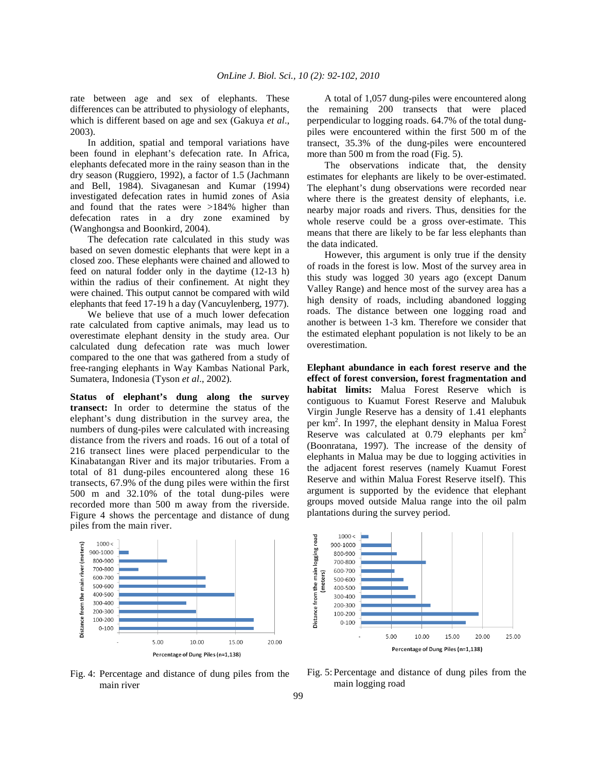rate between age and sex of elephants. These differences can be attributed to physiology of elephants, which is different based on age and sex (Gakuya *et al*., 2003).

In addition, spatial and temporal variations have been found in elephant's defecation rate. In Africa, elephants defecated more in the rainy season than in the dry season (Ruggiero, 1992), a factor of 1.5 (Jachmann and Bell, 1984). Sivaganesan and Kumar (1994) investigated defecation rates in humid zones of Asia and found that the rates were >184% higher than defecation rates in a dry zone examined by (Wanghongsa and Boonkird, 2004).

The defecation rate calculated in this study was based on seven domestic elephants that were kept in a closed zoo. These elephants were chained and allowed to feed on natural fodder only in the daytime (12-13 h) within the radius of their confinement. At night they were chained. This output cannot be compared with wild elephants that feed 17-19 h a day (Vancuylenberg, 1977).

We believe that use of a much lower defecation rate calculated from captive animals, may lead us to overestimate elephant density in the study area. Our calculated dung defecation rate was much lower compared to the one that was gathered from a study of free-ranging elephants in Way Kambas National Park, Sumatera, Indonesia (Tyson *et al*., 2002).

**Status of elephant's dung along the survey transect:** In order to determine the status of the elephant's dung distribution in the survey area, the numbers of dung-piles were calculated with increasing distance from the rivers and roads. 16 out of a total of 216 transect lines were placed perpendicular to the Kinabatangan River and its major tributaries. From a total of 81 dung-piles encountered along these 16 transects, 67.9% of the dung piles were within the first 500 m and 32.10% of the total dung-piles were recorded more than 500 m away from the riverside. Figure 4 shows the percentage and distance of dung piles from the main river.

Fig. 4: Percentage and distance of dung piles from the main river

A total of 1,057 dung-piles were encountered along the remaining 200 transects that were placed perpendicular to logging roads. 64.7% of the total dung-piles were encountered within the first 500 m of the transect, 35.3% of the dung-piles were encountered more than 500 m from the road (Fig. 5).

The observations indicate that, the density estimates for elephants are likely to be over-estimated. The elephant's dung observations were recorded near where there is the greatest density of elephants, i.e. nearby major roads and rivers. Thus, densities for the whole reserve could be a gross over-estimate. This means that there are likely to be far less elephants than the data indicated.

However, this argument is only true if the density of roads in the forest is low. Most of the survey area in this study was logged 30 years ago (except Danum Valley Range) and hence most of the survey area has a high density of roads, including abandoned logging roads. The distance between one logging road and another is between 1-3 km. Therefore we consider that the estimated elephant population is not likely to be an overestimation.

**Elephant abundance in each forest reserve and the effect of forest conversion, forest fragmentation and habitat limits:** Malua Forest Reserve which is contiguous to Kuamut Forest Reserve and Malubuk Virgin Jungle Reserve has a density of 1.41 elephants per km$^2$. In 1997, the elephant density in Malua Forest Reserve was calculated at 0.79 elephants per km$^2$ (Boonratana, 1997). The increase of the density of elephants in Malua may be due to logging activities in the adjacent forest reserves (namely Kuamut Forest Reserve and within Malua Forest Reserve itself). This argument is supported by the evidence that elephant groups moved outside Malua range into the oil palm plantations during the survey period.

Fig. 5: Percentage and distance of dung piles from the main logging road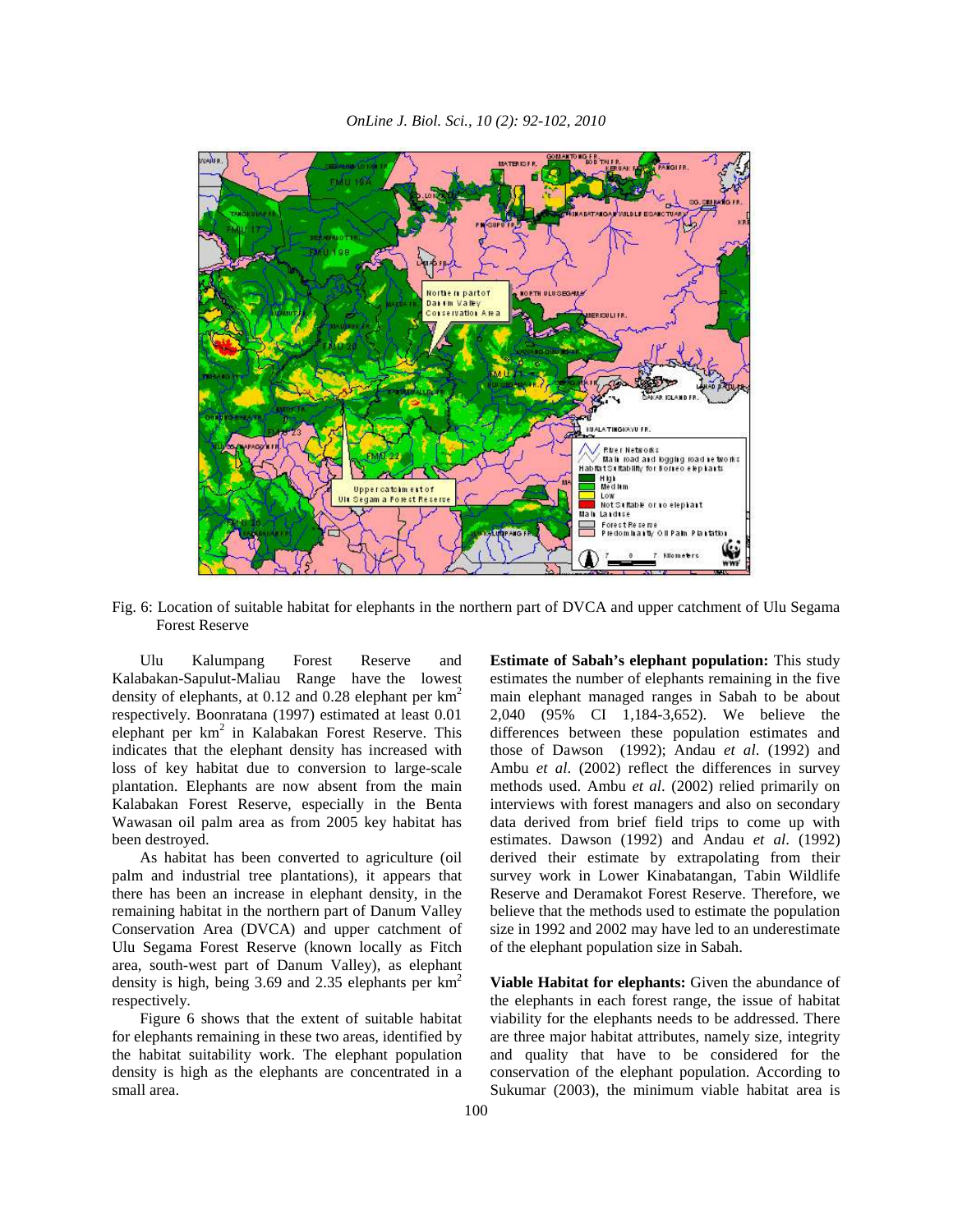Fig. 6: Location of suitable habitat for elephants in the northern part of DVCA and upper catchment of Ulu Segama Forest Reserve

Ulu Kalumpang Forest Reserve and Kalabakan-Sapulut-Maliau Range have the lowest density of elephants, at 0.12 and 0.28 elephant per $km^2$ respectively. Boonratana (1997) estimated at least 0.01 elephant per $km^2$ in Kalabakan Forest Reserve. This indicates that the elephant density has increased with loss of key habitat due to conversion to large-scale plantation. Elephants are now absent from the main Kalabakan Forest Reserve, especially in the Benta Wawasan oil palm area as from 2005 key habitat has been destroyed.

As habitat has been converted to agriculture (oil palm and industrial tree plantations), it appears that there has been an increase in elephant density, in the remaining habitat in the northern part of Danum Valley Conservation Area (DVCA) and upper catchment of Ulu Segama Forest Reserve (known locally as Fitch area, south-west part of Danum Valley), as elephant density is high, being 3.69 and 2.35 elephants per $km^2$ respectively.

Figure 6 shows that the extent of suitable habitat for elephants remaining in these two areas, identified by the habitat suitability work. The elephant population density is high as the elephants are concentrated in a small area.

**Estimate of Sabah's elephant population:** This study estimates the number of elephants remaining in the five main elephant managed ranges in Sabah to be about 2,040 (95% CI 1,184-3,652). We believe the differences between these population estimates and those of Dawson (1992); Andau *et al*. (1992) and Ambu *et al*. (2002) reflect the differences in survey methods used. Ambu *et al*. (2002) relied primarily on interviews with forest managers and also on secondary data derived from brief field trips to come up with estimates. Dawson (1992) and Andau *et al*. (1992) derived their estimate by extrapolating from their survey work in Lower Kinabatangan, Tabin Wildlife Reserve and Deramakot Forest Reserve. Therefore, we believe that the methods used to estimate the population size in 1992 and 2002 may have led to an underestimate of the elephant population size in Sabah.

**Viable Habitat for elephants:** Given the abundance of the elephants in each forest range, the issue of habitat viability for the elephants needs to be addressed. There are three major habitat attributes, namely size, integrity and quality that have to be considered for the conservation of the elephant population. According to Sukumar (2003), the minimum viable habitat area is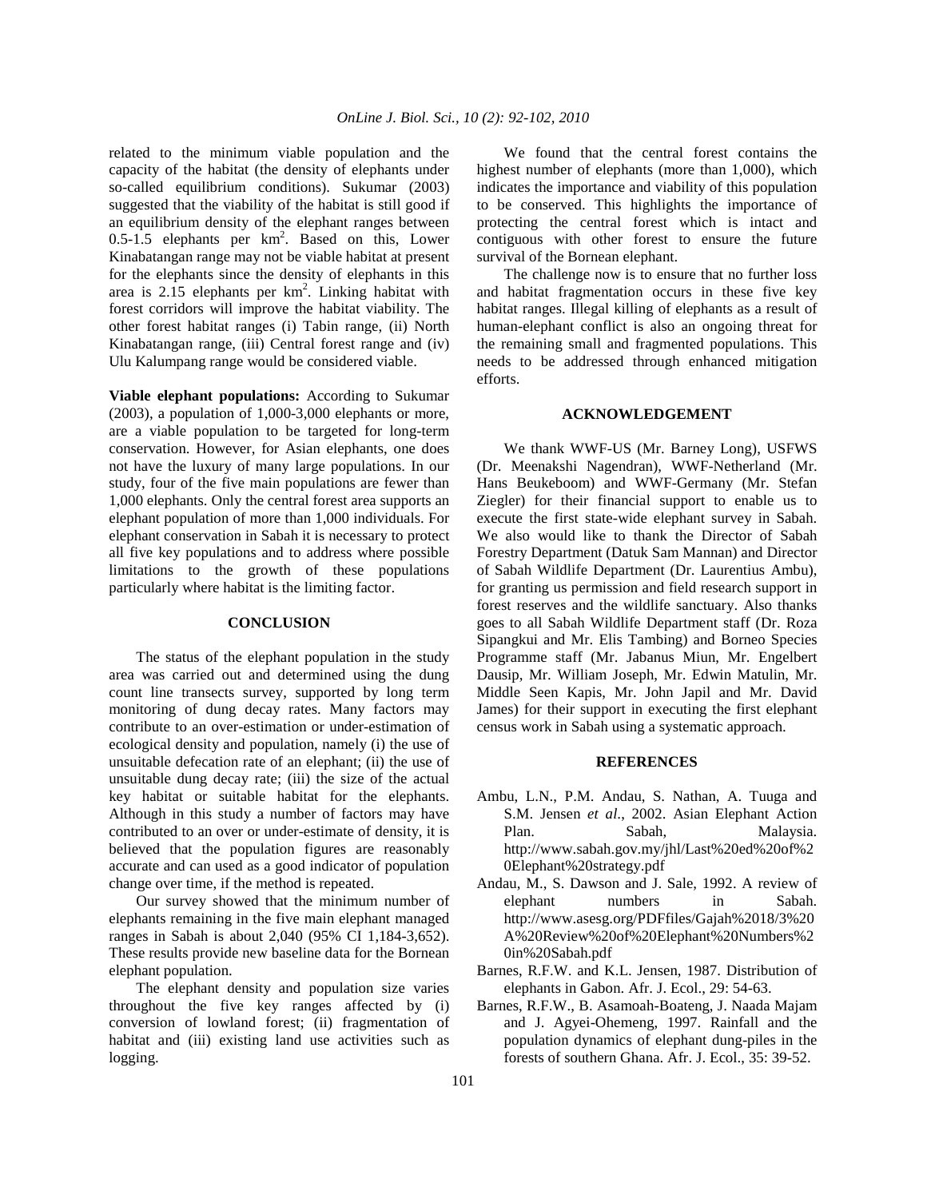related to the minimum viable population and the capacity of the habitat (the density of elephants under so-called equilibrium conditions). Sukumar (2003) suggested that the viability of the habitat is still good if an equilibrium density of the elephant ranges between 0.5-1.5 elephants per $km^2$. Based on this, Lower Kinabatangan range may not be viable habitat at present for the elephants since the density of elephants in this area is 2.15 elephants per $km^2$. Linking habitat with forest corridors will improve the habitat viability. The other forest habitat ranges (i) Tabin range, (ii) North Kinabatangan range, (iii) Central forest range and (iv) Ulu Kalumpang range would be considered viable.

**Viable elephant populations:** According to Sukumar (2003), a population of 1,000-3,000 elephants or more, are a viable population to be targeted for long-term conservation. However, for Asian elephants, one does not have the luxury of many large populations. In our study, four of the five main populations are fewer than 1,000 elephants. Only the central forest area supports an elephant population of more than 1,000 individuals. For elephant conservation in Sabah it is necessary to protect all five key populations and to address where possible limitations to the growth of these populations particularly where habitat is the limiting factor.

## CONCLUSION

The status of the elephant population in the study area was carried out and determined using the dung count line transects survey, supported by long term monitoring of dung decay rates. Many factors may contribute to an over-estimation or under-estimation of ecological density and population, namely (i) the use of unsuitable defecation rate of an elephant; (ii) the use of unsuitable dung decay rate; (iii) the size of the actual key habitat or suitable habitat for the elephants. Although in this study a number of factors may have contributed to an over or under-estimate of density, it is believed that the population figures are reasonably accurate and can used as a good indicator of population change over time, if the method is repeated.

Our survey showed that the minimum number of elephants remaining in the five main elephant managed ranges in Sabah is about 2,040 (95% CI 1,184-3,652). These results provide new baseline data for the Bornean elephant population.

The elephant density and population size varies throughout the five key ranges affected by (i) conversion of lowland forest; (ii) fragmentation of habitat and (iii) existing land use activities such as logging.

We found that the central forest contains the highest number of elephants (more than 1,000), which indicates the importance and viability of this population to be conserved. This highlights the importance of protecting the central forest which is intact and contiguous with other forest to ensure the future survival of the Bornean elephant.

The challenge now is to ensure that no further loss and habitat fragmentation occurs in these five key habitat ranges. Illegal killing of elephants as a result of human-elephant conflict is also an ongoing threat for the remaining small and fragmented populations. This needs to be addressed through enhanced mitigation efforts.

## ACKNOWLEDGEMENT

We thank WWF-US (Mr. Barney Long), USFWS (Dr. Meenakshi Nagendran), WWF-Netherland (Mr. Hans Beukeboom) and WWF-Germany (Mr. Stefan Ziegler) for their financial support to enable us to execute the first state-wide elephant survey in Sabah. We also would like to thank the Director of Sabah Forestry Department (Datuk Sam Mannan) and Director of Sabah Wildlife Department (Dr. Laurentius Ambu), for granting us permission and field research support in forest reserves and the wildlife sanctuary. Also thanks goes to all Sabah Wildlife Department staff (Dr. Roza Sipangkui and Mr. Elis Tambing) and Borneo Species Programme staff (Mr. Jabanus Miun, Mr. Engelbert Dausip, Mr. William Joseph, Mr. Edwin Matulin, Mr. Middle Seen Kapis, Mr. John Japil and Mr. David James) for their support in executing the first elephant census work in Sabah using a systematic approach.

## REFERENCES

- Ambu, L.N., P.M. Andau, S. Nathan, A. Tuuga and S.M. Jensen *et al*., 2002. Asian Elephant Action Plan. Sabah, Malaysia. http://www.sabah.gov.my/jhl/Last%20ed%20of%20Elephant%20strategy.pdf
- Andau, M., S. Dawson and J. Sale, 1992. A review of elephant numbers in Sabah. http://www.asesg.org/PDFfiles/Gajah%2018/3%20A%20Review%20of%20Elephant%20Numbers%20in%20Sabah.pdf
- Barnes, R.F.W. and K.L. Jensen, 1987. Distribution of elephants in Gabon. Afr. J. Ecol., 29: 54-63.
- Barnes, R.F.W., B. Asamoah-Boateng, J. Naada Majam and J. Agyei-Ohemeng, 1997. Rainfall and the population dynamics of elephant dung-piles in the forests of southern Ghana. Afr. J. Ecol., 35: 39-52.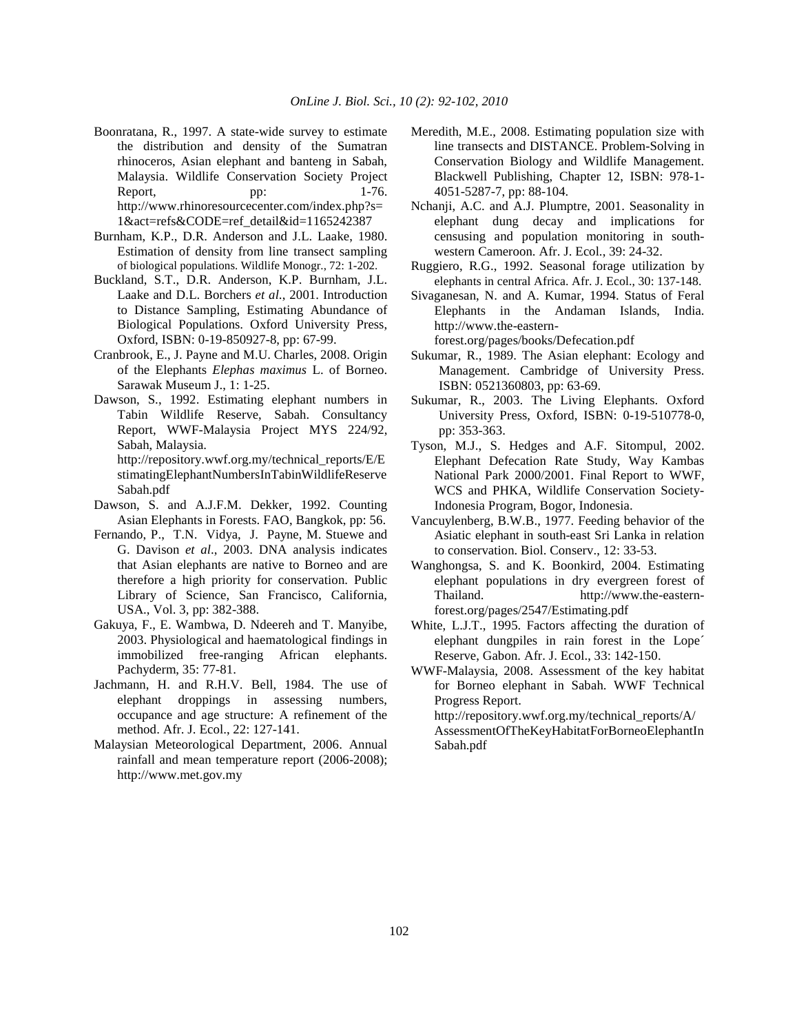Boonratana, R., 1997. A state-wide survey to estimate the distribution and density of the Sumatran rhinoceros, Asian elephant and banteng in Sabah, Malaysia. Wildlife Conservation Society Project Report, pp: 1-76. http://www.rhinoresourcecenter.com/index.php?s=1&act=refs&CODE=ref_detail&id=1165242387

Burnham, K.P., D.R. Anderson and J.L. Laake, 1980. Estimation of density from line transect sampling of biological populations. Wildlife Monogr., 72: 1-202.

Buckland, S.T., D.R. Anderson, K.P. Burnham, J.L. Laake and D.L. Borchers *et al*., 2001. Introduction to Distance Sampling, Estimating Abundance of Biological Populations. Oxford University Press, Oxford, ISBN: 0-19-850927-8, pp: 67-99.

Cranbrook, E., J. Payne and M.U. Charles, 2008. Origin of the Elephants *Elephas maximus* L. of Borneo. Sarawak Museum J., 1: 1-25.

Dawson, S., 1992. Estimating elephant numbers in Tabin Wildlife Reserve, Sabah. Consultancy Report, WWF-Malaysia Project MYS 224/92, Sabah, Malaysia. http://repository.wwf.org.my/technical_reports/E/EstimatingElephantNumbersInTabinWildlifeReserveSabah.pdf

Dawson, S. and A.J.F.M. Dekker, 1992. Counting Asian Elephants in Forests. FAO, Bangkok, pp: 56.

Fernando, P., T.N. Vidya, J. Payne, M. Stuewe and G. Davison *et al*., 2003. DNA analysis indicates that Asian elephants are native to Borneo and are therefore a high priority for conservation. Public Library of Science, San Francisco, California, USA., Vol. 3, pp: 382-388.

Gakuya, F., E. Wambwa, D. Ndeereh and T. Manyibe, 2003. Physiological and haematological findings in immobilized free-ranging African elephants. Pachyderm, 35: 77-81.

Jachmann, H. and R.H.V. Bell, 1984. The use of elephant droppings in assessing numbers, occupance and age structure: A refinement of the method. Afr. J. Ecol., 22: 127-141.

Malaysian Meteorological Department, 2006. Annual rainfall and mean temperature report (2006-2008); http://www.met.gov.my

Meredith, M.E., 2008. Estimating population size with line transects and DISTANCE. Problem-Solving in Conservation Biology and Wildlife Management. Blackwell Publishing, Chapter 12, ISBN: 978-1-4051-5287-7, pp: 88-104.

Nchanji, A.C. and A.J. Plumptre, 2001. Seasonality in elephant dung decay and implications for censusing and population monitoring in south-western Cameroon. Afr. J. Ecol., 39: 24-32.

Ruggiero, R.G., 1992. Seasonal forage utilization by elephants in central Africa. Afr. J. Ecol., 30: 137-148.

Sivaganesan, N. and A. Kumar, 1994. Status of Feral Elephants in the Andaman Islands, India. http://www.the-eastern-forest.org/pages/books/Defecation.pdf

Sukumar, R., 1989. The Asian elephant: Ecology and Management. Cambridge of University Press. ISBN: 0521360803, pp: 63-69.

Sukumar, R., 2003. The Living Elephants. Oxford University Press, Oxford, ISBN: 0-19-510778-0, pp: 353-363.

Tyson, M.J., S. Hedges and A.F. Sitompul, 2002. Elephant Defecation Rate Study, Way Kambas National Park 2000/2001. Final Report to WWF, WCS and PHKA, Wildlife Conservation Society-Indonesia Program, Bogor, Indonesia.

Vancuylenberg, B.W.B., 1977. Feeding behavior of the Asiatic elephant in south-east Sri Lanka in relation to conservation. Biol. Conserv., 12: 33-53.

Wanghongsa, S. and K. Boonkird, 2004. Estimating elephant populations in dry evergreen forest of Thailand. http://www.the-eastern-forest.org/pages/2547/Estimating.pdf

White, L.J.T., 1995. Factors affecting the duration of elephant dungpiles in rain forest in the Lope´ Reserve, Gabon. Afr. J. Ecol., 33: 142-150.

WWF-Malaysia, 2008. Assessment of the key habitat for Borneo elephant in Sabah. WWF Technical Progress Report. http://repository.wwf.org.my/technical_reports/A/AssessmentOfTheKeyHabitatForBorneoElephantInSabah.pdf